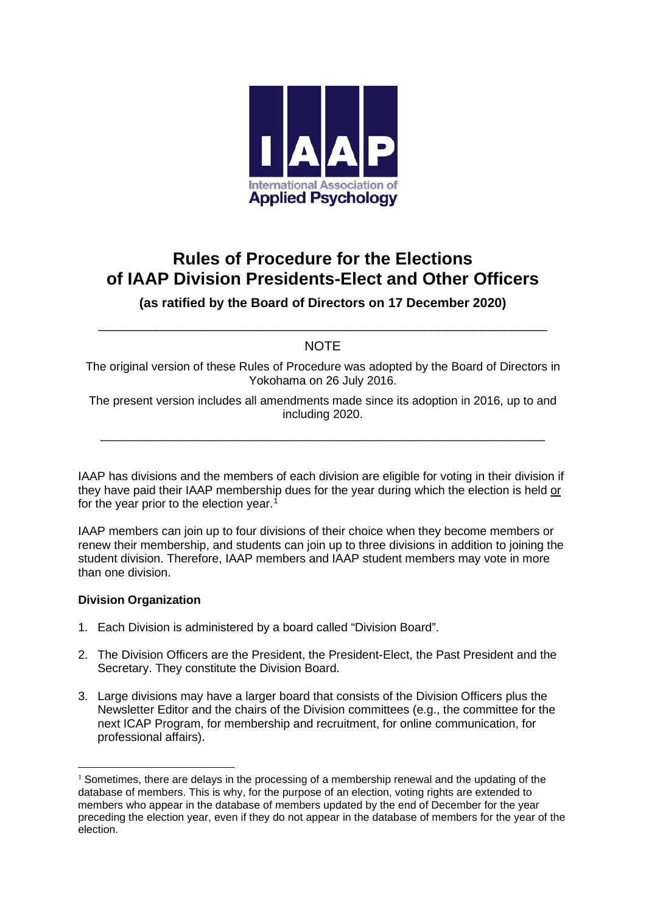IAAP

International Association of Applied Psychology

# Rules of Procedure for the Elections of IAAP Division Presidents-Elect and Other Officers

**(as ratified by the Board of Directors on 17 December 2020)**

---

NOTE

The original version of these Rules of Procedure was adopted by the Board of Directors in Yokohama on 26 July 2016.

The present version includes all amendments made since its adoption in 2016, up to and including 2020.

---

IAAP has divisions and the members of each division are eligible for voting in their division if they have paid their IAAP membership dues for the year during which the election is held <u>or</u> for the year prior to the election year.[1]

IAAP members can join up to four divisions of their choice when they become members or renew their membership, and students can join up to three divisions in addition to joining the student division. Therefore, IAAP members and IAAP student members may vote in more than one division.

**Division Organization**

1. Each Division is administered by a board called "Division Board".

2. The Division Officers are the President, the President-Elect, the Past President and the Secretary. They constitute the Division Board.

3. Large divisions may have a larger board that consists of the Division Officers plus the Newsletter Editor and the chairs of the Division committees (e.g., the committee for the next ICAP Program, for membership and recruitment, for online communication, for professional affairs).

---

[1] Sometimes, there are delays in the processing of a membership renewal and the updating of the database of members. This is why, for the purpose of an election, voting rights are extended to members who appear in the database of members updated by the end of December for the year preceding the election year, even if they do not appear in the database of members for the year of the election.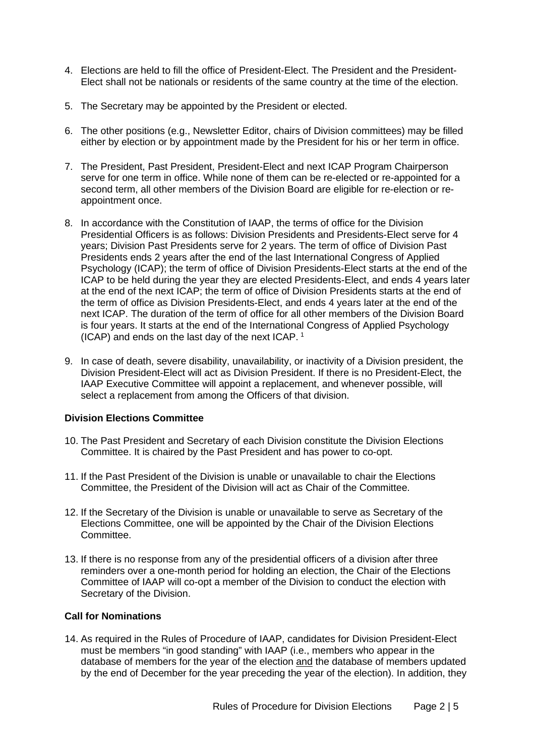4. Elections are held to fill the office of President-Elect. The President and the President-Elect shall not be nationals or residents of the same country at the time of the election.

5. The Secretary may be appointed by the President or elected.

6. The other positions (e.g., Newsletter Editor, chairs of Division committees) may be filled either by election or by appointment made by the President for his or her term in office.

7. The President, Past President, President-Elect and next ICAP Program Chairperson serve for one term in office. While none of them can be re-elected or re-appointed for a second term, all other members of the Division Board are eligible for re-election or re-appointment once.

8. In accordance with the Constitution of IAAP, the terms of office for the Division Presidential Officers is as follows: Division Presidents and Presidents-Elect serve for 4 years; Division Past Presidents serve for 2 years. The term of office of Division Past Presidents ends 2 years after the end of the last International Congress of Applied Psychology (ICAP); the term of office of Division Presidents-Elect starts at the end of the ICAP to be held during the year they are elected Presidents-Elect, and ends 4 years later at the end of the next ICAP; the term of office of Division Presidents starts at the end of the term of office as Division Presidents-Elect, and ends 4 years later at the end of the next ICAP. The duration of the term of office for all other members of the Division Board is four years. It starts at the end of the International Congress of Applied Psychology (ICAP) and ends on the last day of the next ICAP. [1]

9. In case of death, severe disability, unavailability, or inactivity of a Division president, the Division President-Elect will act as Division President. If there is no President-Elect, the IAAP Executive Committee will appoint a replacement, and whenever possible, will select a replacement from among the Officers of that division.

**Division Elections Committee**

10. The Past President and Secretary of each Division constitute the Division Elections Committee. It is chaired by the Past President and has power to co-opt.

11. If the Past President of the Division is unable or unavailable to chair the Elections Committee, the President of the Division will act as Chair of the Committee.

12. If the Secretary of the Division is unable or unavailable to serve as Secretary of the Elections Committee, one will be appointed by the Chair of the Division Elections Committee.

13. If there is no response from any of the presidential officers of a division after three reminders over a one-month period for holding an election, the Chair of the Elections Committee of IAAP will co-opt a member of the Division to conduct the election with Secretary of the Division.

**Call for Nominations**

14. As required in the Rules of Procedure of IAAP, candidates for Division President-Elect must be members "in good standing" with IAAP (i.e., members who appear in the database of members for the year of the election <u>and</u> the database of members updated by the end of December for the year preceding the year of the election). In addition, they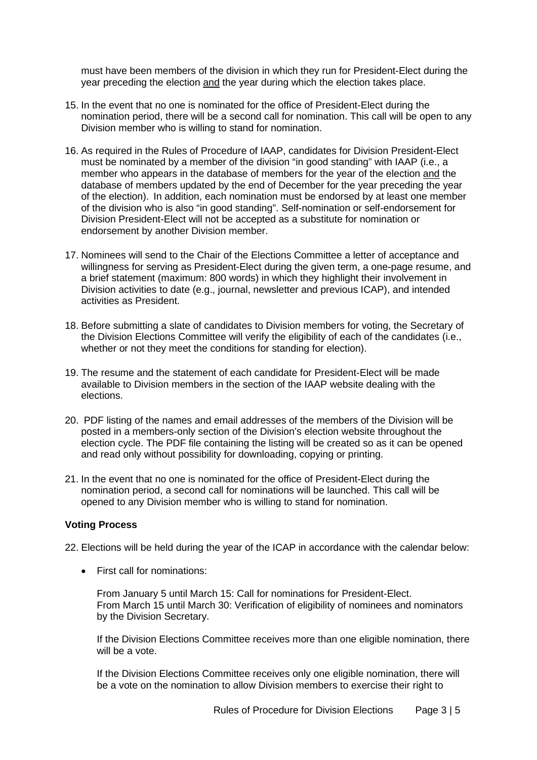must have been members of the division in which they run for President-Elect during the year preceding the election and the year during which the election takes place.

15. In the event that no one is nominated for the office of President-Elect during the nomination period, there will be a second call for nomination. This call will be open to any Division member who is willing to stand for nomination.

16. As required in the Rules of Procedure of IAAP, candidates for Division President-Elect must be nominated by a member of the division "in good standing" with IAAP (i.e., a member who appears in the database of members for the year of the election and the database of members updated by the end of December for the year preceding the year of the election). In addition, each nomination must be endorsed by at least one member of the division who is also "in good standing". Self-nomination or self-endorsement for Division President-Elect will not be accepted as a substitute for nomination or endorsement by another Division member.

17. Nominees will send to the Chair of the Elections Committee a letter of acceptance and willingness for serving as President-Elect during the given term, a one-page resume, and a brief statement (maximum: 800 words) in which they highlight their involvement in Division activities to date (e.g., journal, newsletter and previous ICAP), and intended activities as President.

18. Before submitting a slate of candidates to Division members for voting, the Secretary of the Division Elections Committee will verify the eligibility of each of the candidates (i.e., whether or not they meet the conditions for standing for election).

19. The resume and the statement of each candidate for President-Elect will be made available to Division members in the section of the IAAP website dealing with the elections.

20. PDF listing of the names and email addresses of the members of the Division will be posted in a members-only section of the Division's election website throughout the election cycle. The PDF file containing the listing will be created so as it can be opened and read only without possibility for downloading, copying or printing.

21. In the event that no one is nominated for the office of President-Elect during the nomination period, a second call for nominations will be launched. This call will be opened to any Division member who is willing to stand for nomination.

**Voting Process**

22. Elections will be held during the year of the ICAP in accordance with the calendar below:

    - First call for nominations:

      From January 5 until March 15: Call for nominations for President-Elect.
      From March 15 until March 30: Verification of eligibility of nominees and nominators by the Division Secretary.

      If the Division Elections Committee receives more than one eligible nomination, there will be a vote.

      If the Division Elections Committee receives only one eligible nomination, there will be a vote on the nomination to allow Division members to exercise their right to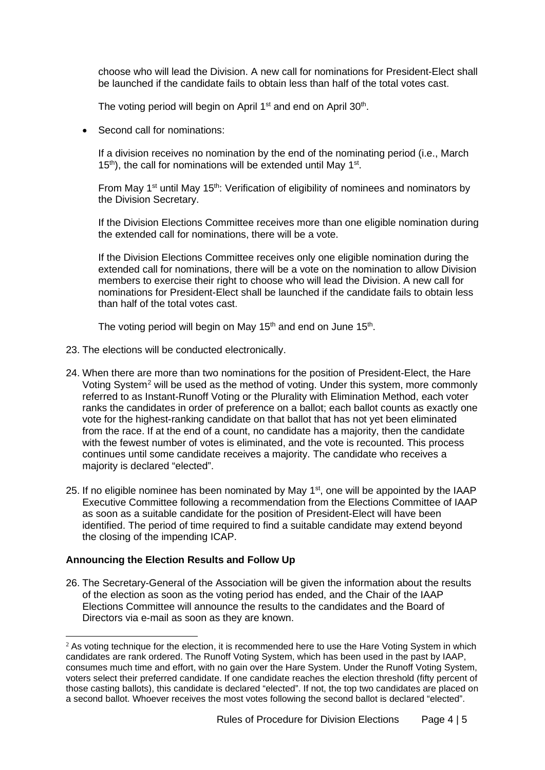choose who will lead the Division. A new call for nominations for President-Elect shall be launched if the candidate fails to obtain less than half of the total votes cast.

The voting period will begin on April 1st and end on April 30th.

- Second call for nominations:

  If a division receives no nomination by the end of the nominating period (i.e., March 15th), the call for nominations will be extended until May 1st.

  From May 1st until May 15th: Verification of eligibility of nominees and nominators by the Division Secretary.

  If the Division Elections Committee receives more than one eligible nomination during the extended call for nominations, there will be a vote.

  If the Division Elections Committee receives only one eligible nomination during the extended call for nominations, there will be a vote on the nomination to allow Division members to exercise their right to choose who will lead the Division. A new call for nominations for President-Elect shall be launched if the candidate fails to obtain less than half of the total votes cast.

  The voting period will begin on May 15th and end on June 15th.

23. The elections will be conducted electronically.

24. When there are more than two nominations for the position of President-Elect, the Hare Voting System[2] will be used as the method of voting. Under this system, more commonly referred to as Instant-Runoff Voting or the Plurality with Elimination Method, each voter ranks the candidates in order of preference on a ballot; each ballot counts as exactly one vote for the highest-ranking candidate on that ballot that has not yet been eliminated from the race. If at the end of a count, no candidate has a majority, then the candidate with the fewest number of votes is eliminated, and the vote is recounted. This process continues until some candidate receives a majority. The candidate who receives a majority is declared "elected".

25. If no eligible nominee has been nominated by May 1st, one will be appointed by the IAAP Executive Committee following a recommendation from the Elections Committee of IAAP as soon as a suitable candidate for the position of President-Elect will have been identified. The period of time required to find a suitable candidate may extend beyond the closing of the impending ICAP.

**Announcing the Election Results and Follow Up**

26. The Secretary-General of the Association will be given the information about the results of the election as soon as the voting period has ended, and the Chair of the IAAP Elections Committee will announce the results to the candidates and the Board of Directors via e-mail as soon as they are known.

[2] As voting technique for the election, it is recommended here to use the Hare Voting System in which candidates are rank ordered. The Runoff Voting System, which has been used in the past by IAAP, consumes much time and effort, with no gain over the Hare System. Under the Runoff Voting System, voters select their preferred candidate. If one candidate reaches the election threshold (fifty percent of those casting ballots), this candidate is declared "elected". If not, the top two candidates are placed on a second ballot. Whoever receives the most votes following the second ballot is declared "elected".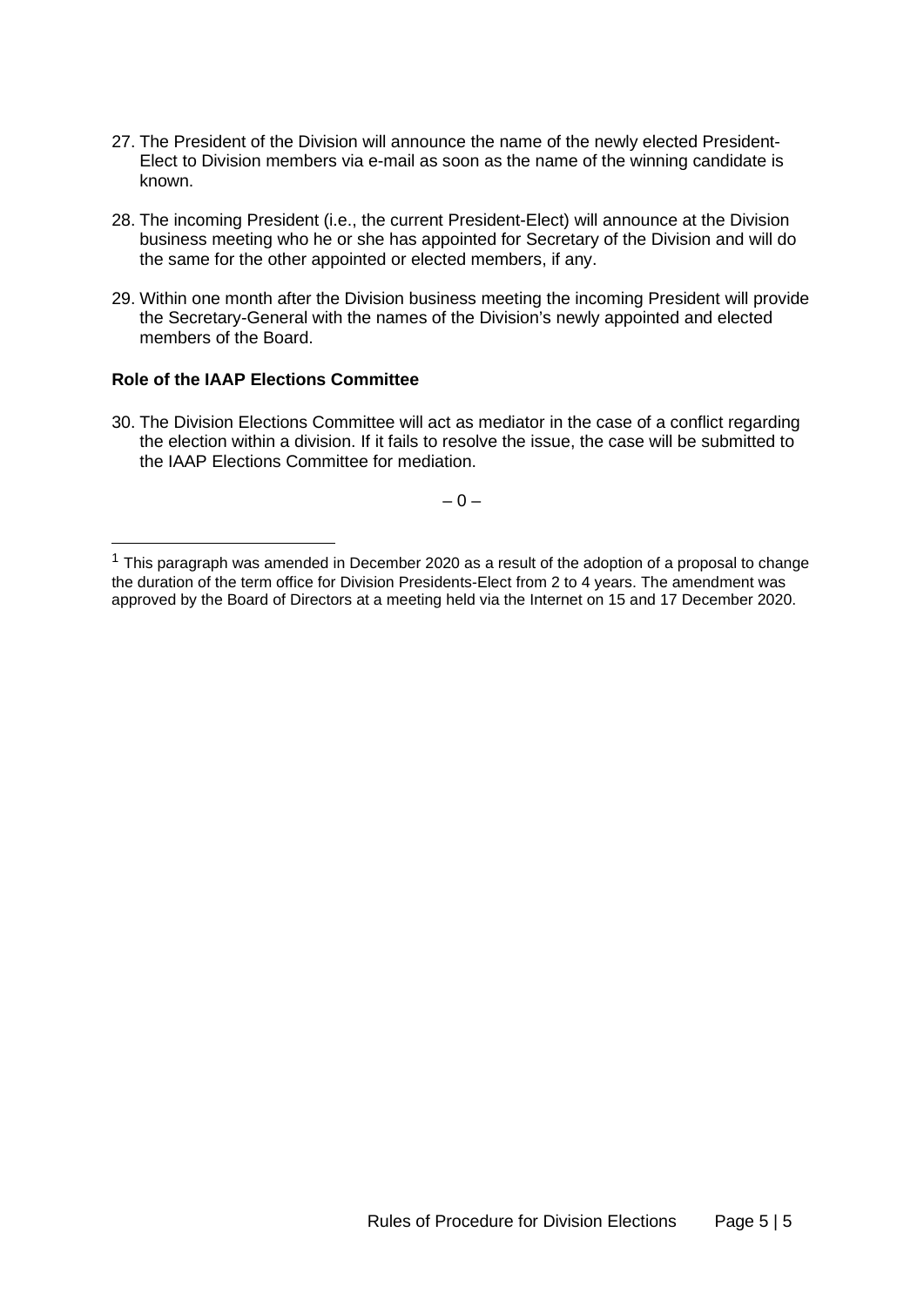27. The President of the Division will announce the name of the newly elected President-Elect to Division members via e-mail as soon as the name of the winning candidate is known.

28. The incoming President (i.e., the current President-Elect) will announce at the Division business meeting who he or she has appointed for Secretary of the Division and will do the same for the other appointed or elected members, if any.

29. Within one month after the Division business meeting the incoming President will provide the Secretary-General with the names of the Division's newly appointed and elected members of the Board.

**Role of the IAAP Elections Committee**

30. The Division Elections Committee will act as mediator in the case of a conflict regarding the election within a division. If it fails to resolve the issue, the case will be submitted to the IAAP Elections Committee for mediation.

– 0 –

[1] This paragraph was amended in December 2020 as a result of the adoption of a proposal to change the duration of the term office for Division Presidents-Elect from 2 to 4 years. The amendment was approved by the Board of Directors at a meeting held via the Internet on 15 and 17 December 2020.